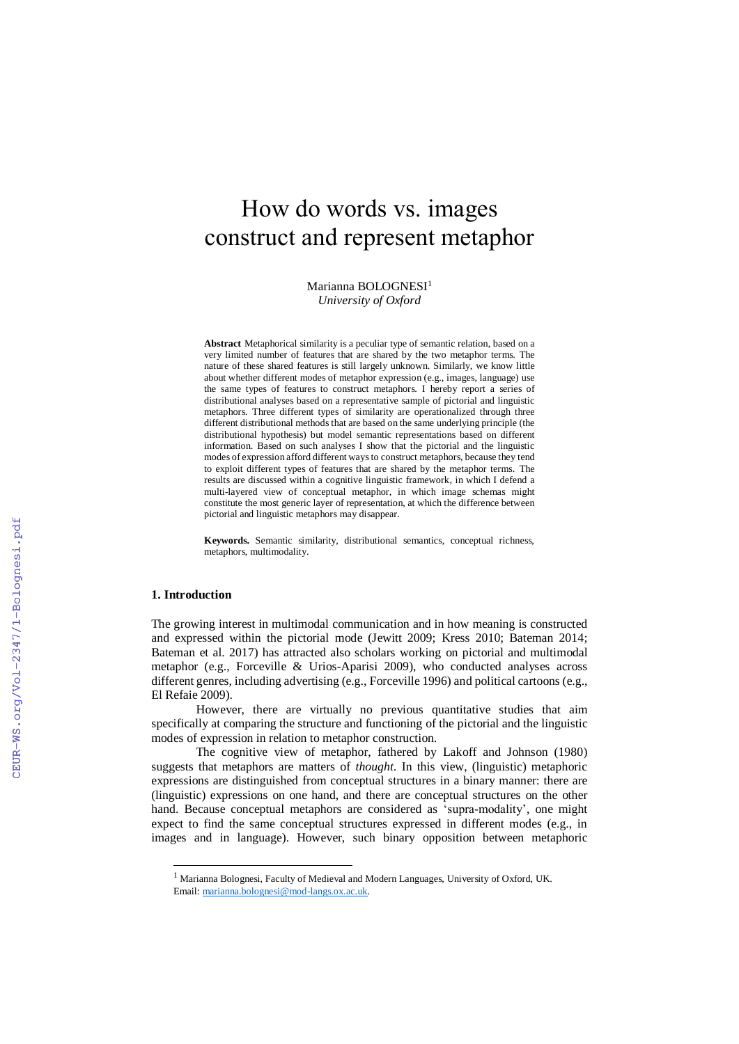# How do words vs. images construct and represent metaphor

Marianna BOLOGNESI[1]
*University of Oxford*

**Abstract** Metaphorical similarity is a peculiar type of semantic relation, based on a very limited number of features that are shared by the two metaphor terms. The nature of these shared features is still largely unknown. Similarly, we know little about whether different modes of metaphor expression (e.g., images, language) use the same types of features to construct metaphors. I hereby report a series of distributional analyses based on a representative sample of pictorial and linguistic metaphors. Three different types of similarity are operationalized through three different distributional methods that are based on the same underlying principle (the distributional hypothesis) but model semantic representations based on different information. Based on such analyses I show that the pictorial and the linguistic modes of expression afford different ways to construct metaphors, because they tend to exploit different types of features that are shared by the metaphor terms. The results are discussed within a cognitive linguistic framework, in which I defend a multi-layered view of conceptual metaphor, in which image schemas might constitute the most generic layer of representation, at which the difference between pictorial and linguistic metaphors may disappear.

**Keywords.** Semantic similarity, distributional semantics, conceptual richness, metaphors, multimodality.

## 1. Introduction

The growing interest in multimodal communication and in how meaning is constructed and expressed within the pictorial mode (Jewitt 2009; Kress 2010; Bateman 2014; Bateman et al. 2017) has attracted also scholars working on pictorial and multimodal metaphor (e.g., Forceville & Urios-Aparisi 2009), who conducted analyses across different genres, including advertising (e.g., Forceville 1996) and political cartoons (e.g., El Refaie 2009).

However, there are virtually no previous quantitative studies that aim specifically at comparing the structure and functioning of the pictorial and the linguistic modes of expression in relation to metaphor construction.

The cognitive view of metaphor, fathered by Lakoff and Johnson (1980) suggests that metaphors are matters of *thought.* In this view, (linguistic) metaphoric expressions are distinguished from conceptual structures in a binary manner: there are (linguistic) expressions on one hand, and there are conceptual structures on the other hand. Because conceptual metaphors are considered as 'supra-modality', one might expect to find the same conceptual structures expressed in different modes (e.g., in images and in language). However, such binary opposition between metaphoric

[1] Marianna Bolognesi, Faculty of Medieval and Modern Languages, University of Oxford, UK. Email: marianna.bolognesi@mod-langs.ox.ac.uk.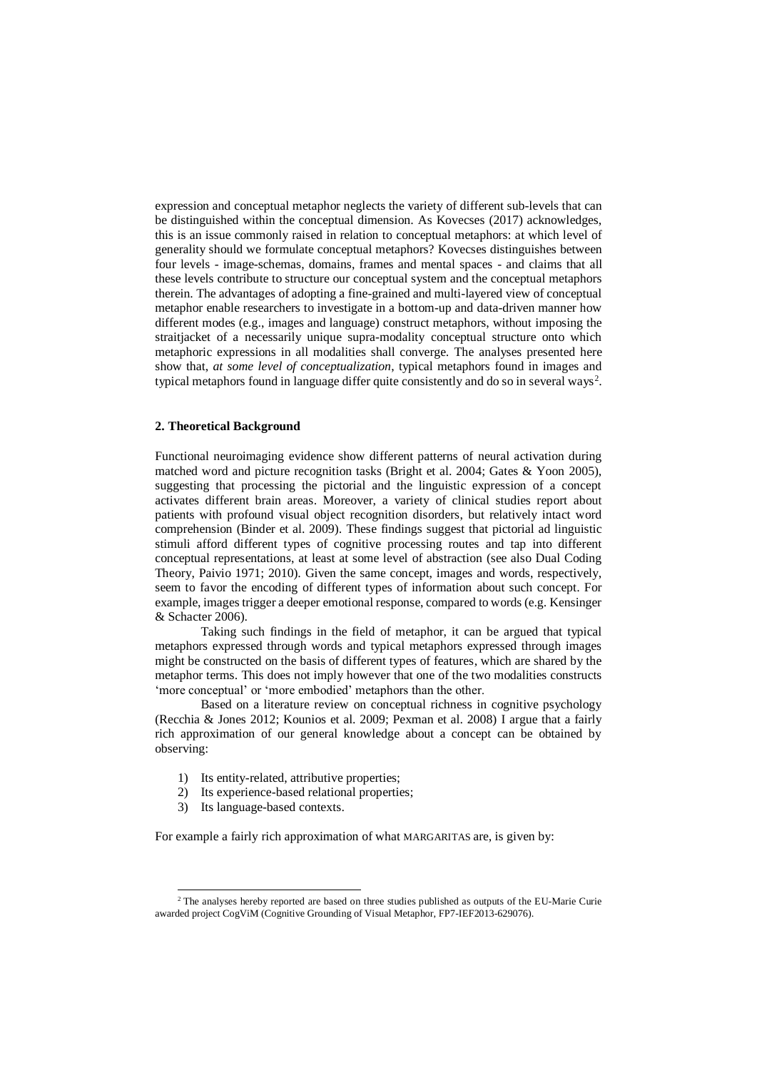expression and conceptual metaphor neglects the variety of different sub-levels that can be distinguished within the conceptual dimension. As Kovecses (2017) acknowledges, this is an issue commonly raised in relation to conceptual metaphors: at which level of generality should we formulate conceptual metaphors? Kovecses distinguishes between four levels - image-schemas, domains, frames and mental spaces - and claims that all these levels contribute to structure our conceptual system and the conceptual metaphors therein. The advantages of adopting a fine-grained and multi-layered view of conceptual metaphor enable researchers to investigate in a bottom-up and data-driven manner how different modes (e.g., images and language) construct metaphors, without imposing the straitjacket of a necessarily unique supra-modality conceptual structure onto which metaphoric expressions in all modalities shall converge. The analyses presented here show that, *at some level of conceptualization*, typical metaphors found in images and typical metaphors found in language differ quite consistently and do so in several ways[2].

## 2. Theoretical Background

Functional neuroimaging evidence show different patterns of neural activation during matched word and picture recognition tasks (Bright et al. 2004; Gates & Yoon 2005), suggesting that processing the pictorial and the linguistic expression of a concept activates different brain areas. Moreover, a variety of clinical studies report about patients with profound visual object recognition disorders, but relatively intact word comprehension (Binder et al. 2009). These findings suggest that pictorial ad linguistic stimuli afford different types of cognitive processing routes and tap into different conceptual representations, at least at some level of abstraction (see also Dual Coding Theory, Paivio 1971; 2010). Given the same concept, images and words, respectively, seem to favor the encoding of different types of information about such concept. For example, images trigger a deeper emotional response, compared to words (e.g. Kensinger & Schacter 2006).

Taking such findings in the field of metaphor, it can be argued that typical metaphors expressed through words and typical metaphors expressed through images might be constructed on the basis of different types of features, which are shared by the metaphor terms. This does not imply however that one of the two modalities constructs 'more conceptual' or 'more embodied' metaphors than the other.

Based on a literature review on conceptual richness in cognitive psychology (Recchia & Jones 2012; Kounios et al. 2009; Pexman et al. 2008) I argue that a fairly rich approximation of our general knowledge about a concept can be obtained by observing:

1) Its entity-related, attributive properties;
2) Its experience-based relational properties;
3) Its language-based contexts.

For example a fairly rich approximation of what MARGARITAS are, is given by:

[2] The analyses hereby reported are based on three studies published as outputs of the EU-Marie Curie awarded project CogViM (Cognitive Grounding of Visual Metaphor, FP7-IEF2013-629076).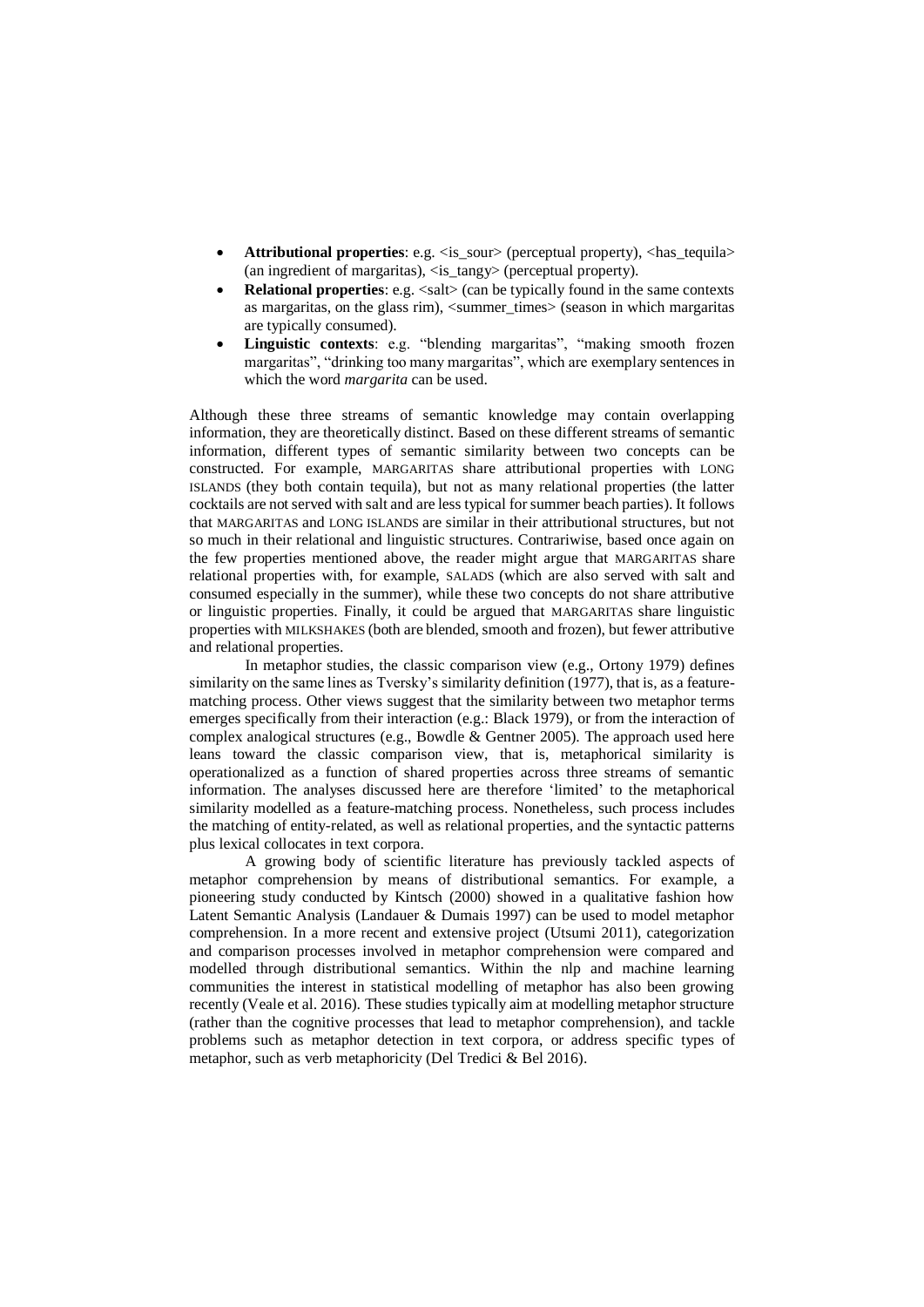- **Attributional properties**: e.g. <is_sour> (perceptual property), <has_tequila> (an ingredient of margaritas), <is_tangy> (perceptual property).
- **Relational properties**: e.g. <salt> (can be typically found in the same contexts as margaritas, on the glass rim), <summer_times> (season in which margaritas are typically consumed).
- **Linguistic contexts**: e.g. "blending margaritas", "making smooth frozen margaritas", "drinking too many margaritas", which are exemplary sentences in which the word *margarita* can be used.

Although these three streams of semantic knowledge may contain overlapping information, they are theoretically distinct. Based on these different streams of semantic information, different types of semantic similarity between two concepts can be constructed. For example, MARGARITAS share attributional properties with LONG ISLANDS (they both contain tequila), but not as many relational properties (the latter cocktails are not served with salt and are less typical for summer beach parties). It follows that MARGARITAS and LONG ISLANDS are similar in their attributional structures, but not so much in their relational and linguistic structures. Contrariwise, based once again on the few properties mentioned above, the reader might argue that MARGARITAS share relational properties with, for example, SALADS (which are also served with salt and consumed especially in the summer), while these two concepts do not share attributive or linguistic properties. Finally, it could be argued that MARGARITAS share linguistic properties with MILKSHAKES (both are blended, smooth and frozen), but fewer attributive and relational properties.

In metaphor studies, the classic comparison view (e.g., Ortony 1979) defines similarity on the same lines as Tversky's similarity definition (1977), that is, as a feature-matching process. Other views suggest that the similarity between two metaphor terms emerges specifically from their interaction (e.g.: Black 1979), or from the interaction of complex analogical structures (e.g., Bowdle & Gentner 2005). The approach used here leans toward the classic comparison view, that is, metaphorical similarity is operationalized as a function of shared properties across three streams of semantic information. The analyses discussed here are therefore 'limited' to the metaphorical similarity modelled as a feature-matching process. Nonetheless, such process includes the matching of entity-related, as well as relational properties, and the syntactic patterns plus lexical collocates in text corpora.

A growing body of scientific literature has previously tackled aspects of metaphor comprehension by means of distributional semantics. For example, a pioneering study conducted by Kintsch (2000) showed in a qualitative fashion how Latent Semantic Analysis (Landauer & Dumais 1997) can be used to model metaphor comprehension. In a more recent and extensive project (Utsumi 2011), categorization and comparison processes involved in metaphor comprehension were compared and modelled through distributional semantics. Within the nlp and machine learning communities the interest in statistical modelling of metaphor has also been growing recently (Veale et al. 2016). These studies typically aim at modelling metaphor structure (rather than the cognitive processes that lead to metaphor comprehension), and tackle problems such as metaphor detection in text corpora, or address specific types of metaphor, such as verb metaphoricity (Del Tredici & Bel 2016).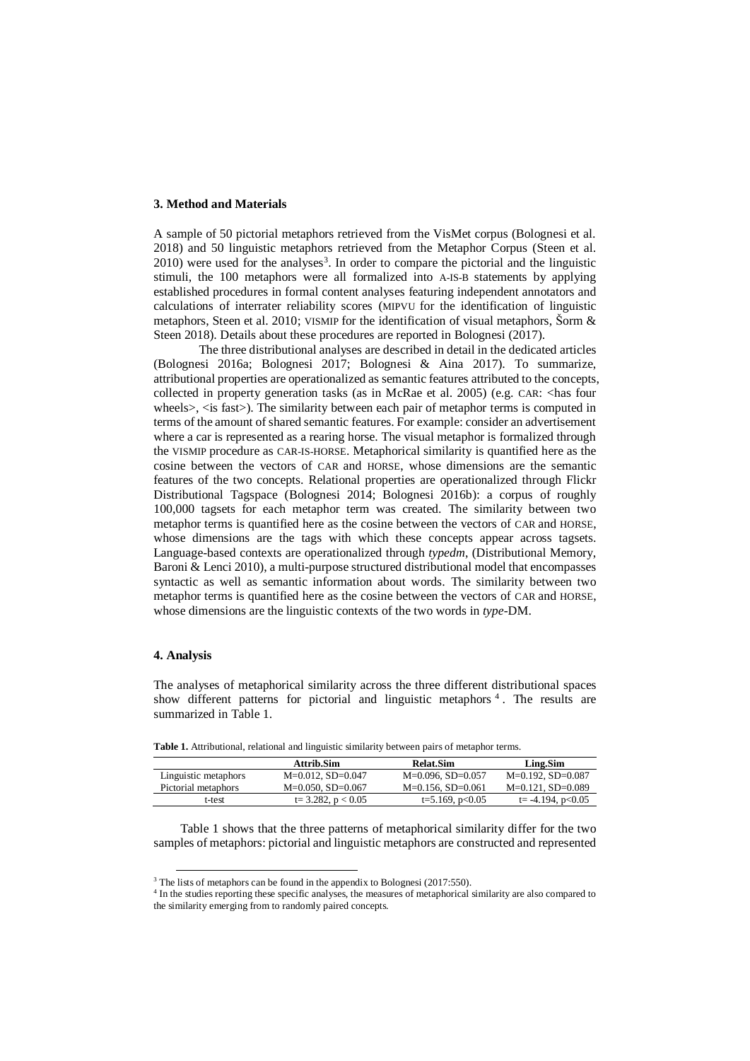### 3. Method and Materials

A sample of 50 pictorial metaphors retrieved from the VisMet corpus (Bolognesi et al. 2018) and 50 linguistic metaphors retrieved from the Metaphor Corpus (Steen et al. 2010) were used for the analyses[3]. In order to compare the pictorial and the linguistic stimuli, the 100 metaphors were all formalized into A-IS-B statements by applying established procedures in formal content analyses featuring independent annotators and calculations of interrater reliability scores (MIPVU for the identification of linguistic metaphors, Steen et al. 2010; VISMIP for the identification of visual metaphors, Šorm & Steen 2018). Details about these procedures are reported in Bolognesi (2017).

The three distributional analyses are described in detail in the dedicated articles (Bolognesi 2016a; Bolognesi 2017; Bolognesi & Aina 2017). To summarize, attributional properties are operationalized as semantic features attributed to the concepts, collected in property generation tasks (as in McRae et al. 2005) (e.g. CAR: <has four wheels>, <is fast>). The similarity between each pair of metaphor terms is computed in terms of the amount of shared semantic features. For example: consider an advertisement where a car is represented as a rearing horse. The visual metaphor is formalized through the VISMIP procedure as CAR-IS-HORSE. Metaphorical similarity is quantified here as the cosine between the vectors of CAR and HORSE, whose dimensions are the semantic features of the two concepts. Relational properties are operationalized through Flickr Distributional Tagspace (Bolognesi 2014; Bolognesi 2016b): a corpus of roughly 100,000 tagsets for each metaphor term was created. The similarity between two metaphor terms is quantified here as the cosine between the vectors of CAR and HORSE, whose dimensions are the tags with which these concepts appear across tagsets. Language-based contexts are operationalized through *typedm*, (Distributional Memory, Baroni & Lenci 2010), a multi-purpose structured distributional model that encompasses syntactic as well as semantic information about words. The similarity between two metaphor terms is quantified here as the cosine between the vectors of CAR and HORSE, whose dimensions are the linguistic contexts of the two words in *type*-DM.

### 4. Analysis

The analyses of metaphorical similarity across the three different distributional spaces show different patterns for pictorial and linguistic metaphors[4]. The results are summarized in Table 1.

**Table 1.** Attributional, relational and linguistic similarity between pairs of metaphor terms.

| | Attrib.Sim | Relat.Sim | Ling.Sim |
|---|---|---|---|
| Linguistic metaphors | M=0.012, SD=0.047 | M=0.096, SD=0.057 | M=0.192, SD=0.087 |
| Pictorial metaphors | M=0.050, SD=0.067 | M=0.156, SD=0.061 | M=0.121, SD=0.089 |
| t-test | t= 3.282, $p < 0.05$ | t=5.169, $p<0.05$ | t= -4.194, $p<0.05$ |

Table 1 shows that the three patterns of metaphorical similarity differ for the two samples of metaphors: pictorial and linguistic metaphors are constructed and represented

[3] The lists of metaphors can be found in the appendix to Bolognesi (2017:550).

[4] In the studies reporting these specific analyses, the measures of metaphorical similarity are also compared to the similarity emerging from to randomly paired concepts.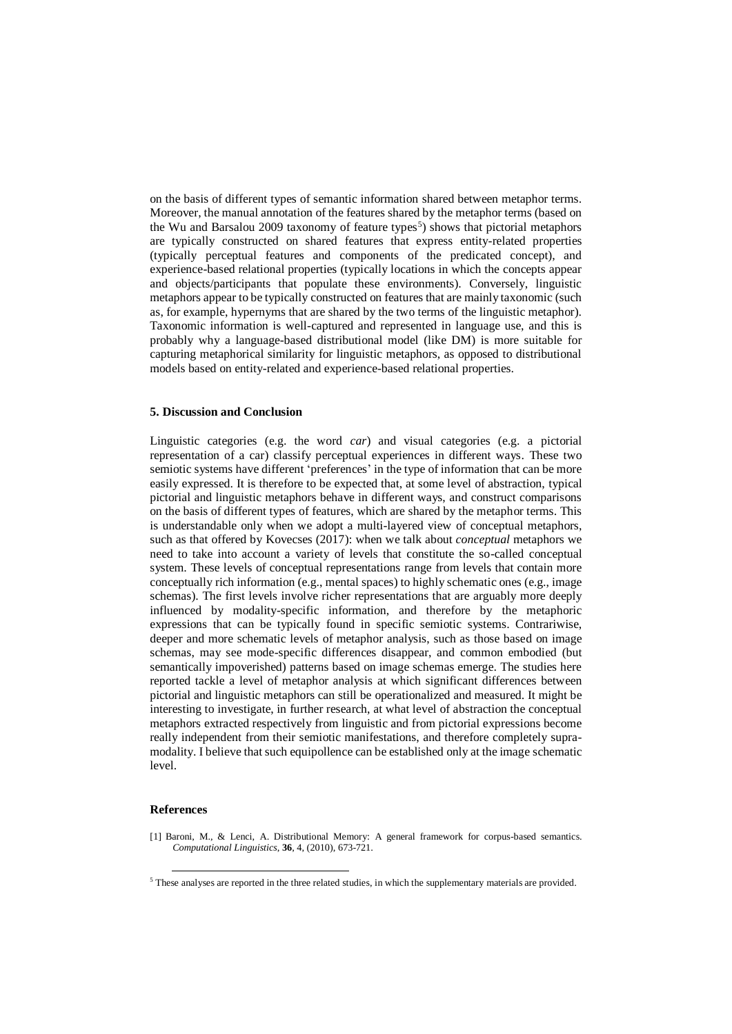on the basis of different types of semantic information shared between metaphor terms. Moreover, the manual annotation of the features shared by the metaphor terms (based on the Wu and Barsalou 2009 taxonomy of feature types[5]) shows that pictorial metaphors are typically constructed on shared features that express entity-related properties (typically perceptual features and components of the predicated concept), and experience-based relational properties (typically locations in which the concepts appear and objects/participants that populate these environments). Conversely, linguistic metaphors appear to be typically constructed on features that are mainly taxonomic (such as, for example, hypernyms that are shared by the two terms of the linguistic metaphor). Taxonomic information is well-captured and represented in language use, and this is probably why a language-based distributional model (like DM) is more suitable for capturing metaphorical similarity for linguistic metaphors, as opposed to distributional models based on entity-related and experience-based relational properties.

## 5. Discussion and Conclusion

Linguistic categories (e.g. the word *car*) and visual categories (e.g. a pictorial representation of a car) classify perceptual experiences in different ways. These two semiotic systems have different 'preferences' in the type of information that can be more easily expressed. It is therefore to be expected that, at some level of abstraction, typical pictorial and linguistic metaphors behave in different ways, and construct comparisons on the basis of different types of features, which are shared by the metaphor terms. This is understandable only when we adopt a multi-layered view of conceptual metaphors, such as that offered by Kovecses (2017): when we talk about *conceptual* metaphors we need to take into account a variety of levels that constitute the so-called conceptual system. These levels of conceptual representations range from levels that contain more conceptually rich information (e.g., mental spaces) to highly schematic ones (e.g., image schemas). The first levels involve richer representations that are arguably more deeply influenced by modality-specific information, and therefore by the metaphoric expressions that can be typically found in specific semiotic systems. Contrariwise, deeper and more schematic levels of metaphor analysis, such as those based on image schemas, may see mode-specific differences disappear, and common embodied (but semantically impoverished) patterns based on image schemas emerge. The studies here reported tackle a level of metaphor analysis at which significant differences between pictorial and linguistic metaphors can still be operationalized and measured. It might be interesting to investigate, in further research, at what level of abstraction the conceptual metaphors extracted respectively from linguistic and from pictorial expressions become really independent from their semiotic manifestations, and therefore completely supra-modality. I believe that such equipollence can be established only at the image schematic level.

## References

[1] Baroni, M., & Lenci, A. Distributional Memory: A general framework for corpus-based semantics. *Computational Linguistics*, **36**, 4, (2010), 673-721.

[5] These analyses are reported in the three related studies, in which the supplementary materials are provided.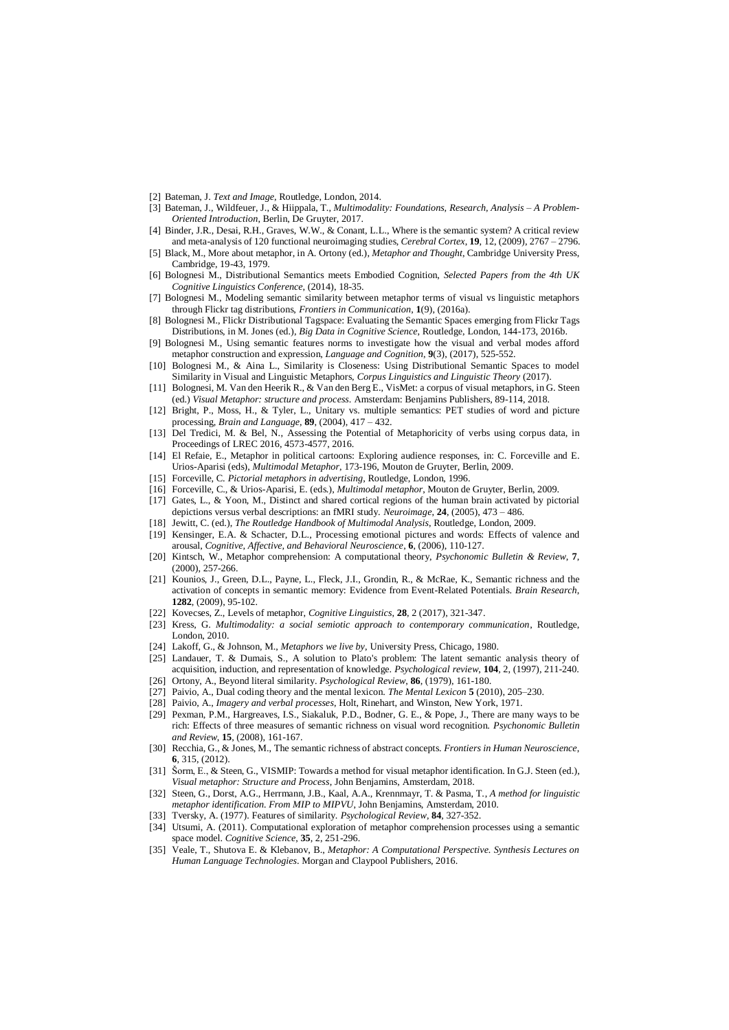[2] Bateman, J. *Text and Image*, Routledge, London, 2014.

[3] Bateman, J., Wildfeuer, J., & Hiippala, T., *Multimodality: Foundations, Research, Analysis – A Problem-Oriented Introduction*, Berlin, De Gruyter, 2017.

[4] Binder, J.R., Desai, R.H., Graves, W.W., & Conant, L.L., Where is the semantic system? A critical review and meta-analysis of 120 functional neuroimaging studies, *Cerebral Cortex*, **19**, 12, (2009), 2767 – 2796.

[5] Black, M., More about metaphor, in A. Ortony (ed.), *Metaphor and Thought*, Cambridge University Press, Cambridge, 19-43, 1979.

[6] Bolognesi M., Distributional Semantics meets Embodied Cognition, *Selected Papers from the 4th UK Cognitive Linguistics Conference*, (2014), 18-35.

[7] Bolognesi M., Modeling semantic similarity between metaphor terms of visual vs linguistic metaphors through Flickr tag distributions, *Frontiers in Communication*, **1**(9), (2016a).

[8] Bolognesi M., Flickr Distributional Tagspace: Evaluating the Semantic Spaces emerging from Flickr Tags Distributions, in M. Jones (ed.), *Big Data in Cognitive Science*, Routledge, London, 144-173, 2016b.

[9] Bolognesi M., Using semantic features norms to investigate how the visual and verbal modes afford metaphor construction and expression, *Language and Cognition*, **9**(3), (2017), 525-552.

[10] Bolognesi M., & Aina L., Similarity is Closeness: Using Distributional Semantic Spaces to model Similarity in Visual and Linguistic Metaphors, *Corpus Linguistics and Linguistic Theory* (2017).

[11] Bolognesi, M. Van den Heerik R., & Van den Berg E., VisMet: a corpus of visual metaphors, in G. Steen (ed.) *Visual Metaphor: structure and process*. Amsterdam: Benjamins Publishers, 89-114, 2018.

[12] Bright, P., Moss, H., & Tyler, L., Unitary vs. multiple semantics: PET studies of word and picture processing, *Brain and Language*, **89**, (2004), 417 – 432.

[13] Del Tredici, M. & Bel, N., Assessing the Potential of Metaphoricity of verbs using corpus data, in Proceedings of LREC 2016, 4573-4577, 2016.

[14] El Refaie, E., Metaphor in political cartoons: Exploring audience responses, in: C. Forceville and E. Urios-Aparisi (eds), *Multimodal Metaphor*, 173-196, Mouton de Gruyter, Berlin, 2009.

[15] Forceville, C. *Pictorial metaphors in advertising*, Routledge, London, 1996.

[16] Forceville, C., & Urios-Aparisi, E. (eds.), *Multimodal metaphor*, Mouton de Gruyter, Berlin, 2009.

[17] Gates, L., & Yoon, M., Distinct and shared cortical regions of the human brain activated by pictorial depictions versus verbal descriptions: an fMRI study. *Neuroimage*, **24**, (2005), 473 – 486.

[18] Jewitt, C. (ed.), *The Routledge Handbook of Multimodal Analysis*, Routledge, London, 2009.

[19] Kensinger, E.A. & Schacter, D.L., Processing emotional pictures and words: Effects of valence and arousal, *Cognitive, Affective, and Behavioral Neuroscience*, **6**, (2006), 110-127.

[20] Kintsch, W., Metaphor comprehension: A computational theory, *Psychonomic Bulletin & Review*, **7**, (2000), 257-266.

[21] Kounios, J., Green, D.L., Payne, L., Fleck, J.I., Grondin, R., & McRae, K., Semantic richness and the activation of concepts in semantic memory: Evidence from Event-Related Potentials. *Brain Research*, **1282**, (2009), 95-102.

[22] Kovecses, Z., Levels of metaphor, *Cognitive Linguistics*, **28**, 2 (2017), 321-347.

[23] Kress, G. *Multimodality: a social semiotic approach to contemporary communication*, Routledge, London, 2010.

[24] Lakoff, G., & Johnson, M., *Metaphors we live by*, University Press, Chicago, 1980.

[25] Landauer, T. & Dumais, S., A solution to Plato's problem: The latent semantic analysis theory of acquisition, induction, and representation of knowledge. *Psychological review*, **104**, 2, (1997), 211-240.

[26] Ortony, A., Beyond literal similarity. *Psychological Review*, **86**, (1979), 161-180.

[27] Paivio, A., Dual coding theory and the mental lexicon. *The Mental Lexicon* **5** (2010), 205–230.

[28] Paivio, A., *Imagery and verbal processes*, Holt, Rinehart, and Winston, New York, 1971.

[29] Pexman, P.M., Hargreaves, I.S., Siakaluk, P.D., Bodner, G. E., & Pope, J., There are many ways to be rich: Effects of three measures of semantic richness on visual word recognition. *Psychonomic Bulletin and Review*, **15**, (2008), 161-167.

[30] Recchia, G., & Jones, M., The semantic richness of abstract concepts. *Frontiers in Human Neuroscience*, **6**, 315, (2012).

[31] Šorm, E., & Steen, G., VISMIP: Towards a method for visual metaphor identification. In G.J. Steen (ed.), *Visual metaphor: Structure and Process*, John Benjamins, Amsterdam, 2018.

[32] Steen, G., Dorst, A.G., Herrmann, J.B., Kaal, A.A., Krennmayr, T. & Pasma, T., *A method for linguistic metaphor identification. From MIP to MIPVU*, John Benjamins, Amsterdam, 2010.

[33] Tversky, A. (1977). Features of similarity. *Psychological Review*, **84**, 327-352.

[34] Utsumi, A. (2011). Computational exploration of metaphor comprehension processes using a semantic space model. *Cognitive Science*, **35**, 2, 251-296.

[35] Veale, T., Shutova E. & Klebanov, B., *Metaphor: A Computational Perspective. Synthesis Lectures on Human Language Technologies*. Morgan and Claypool Publishers, 2016.